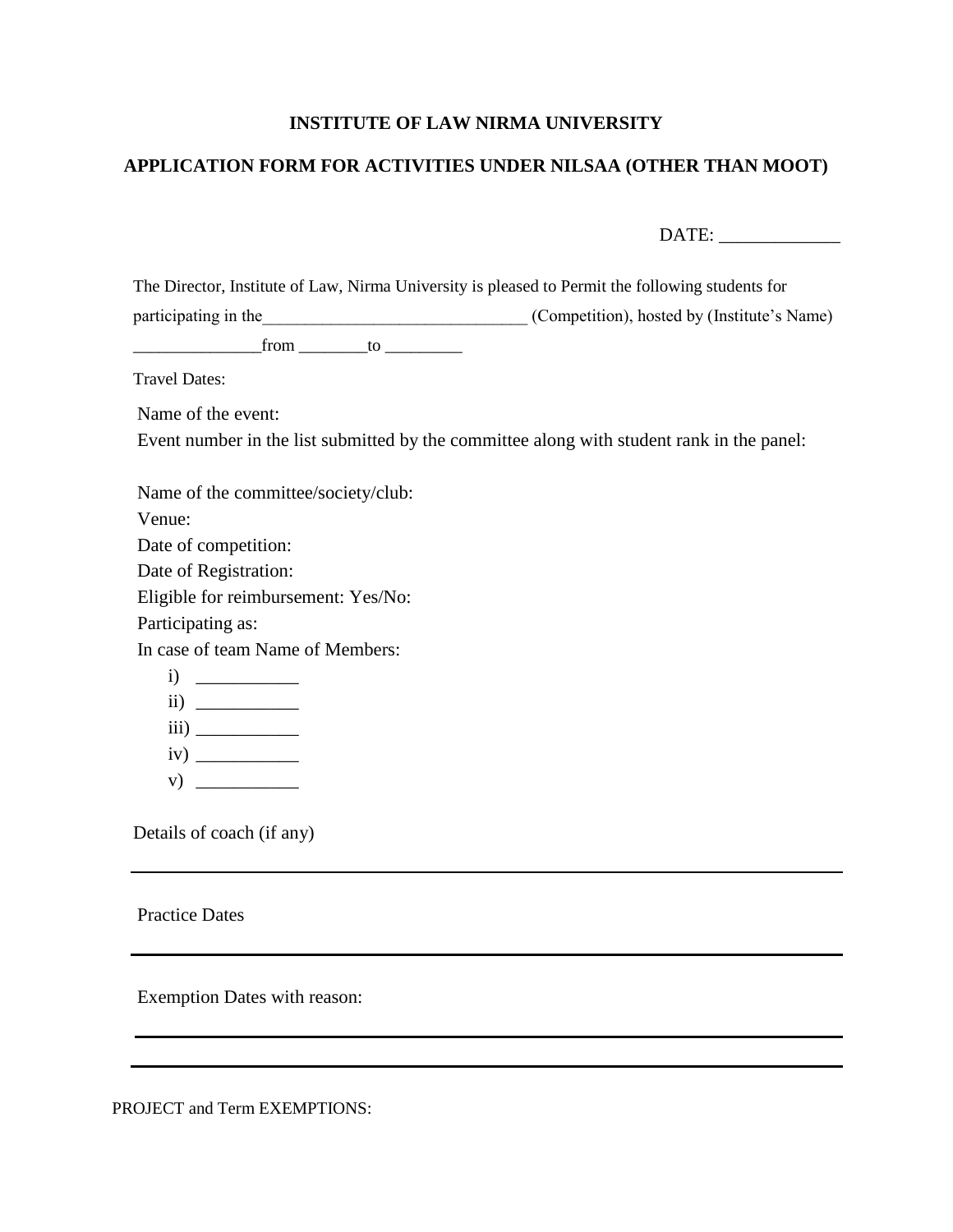**INSTITUTE OF LAW NIRMA UNIVERSITY**

**APPLICATION FORM FOR ACTIVITIES UNDER NILSAA (OTHER THAN MOOT)**

DATE: _____________

The Director, Institute of Law, Nirma University is pleased to Permit the following students for participating in the_______________________________ (Competition), hosted by (Institute's Name) _______________from ________to _________

Travel Dates:

Name of the event:

Event number in the list submitted by the committee along with student rank in the panel:

Name of the committee/society/club:

Venue:

Date of competition:

Date of Registration:

Eligible for reimbursement: Yes/No:

Participating as:

In case of team Name of Members:

i) ___________
ii) ___________
iii) ___________
iv) ___________
v) ___________

Details of coach (if any)

___

Practice Dates

___

Exemption Dates with reason:

___

___

PROJECT and Term EXEMPTIONS: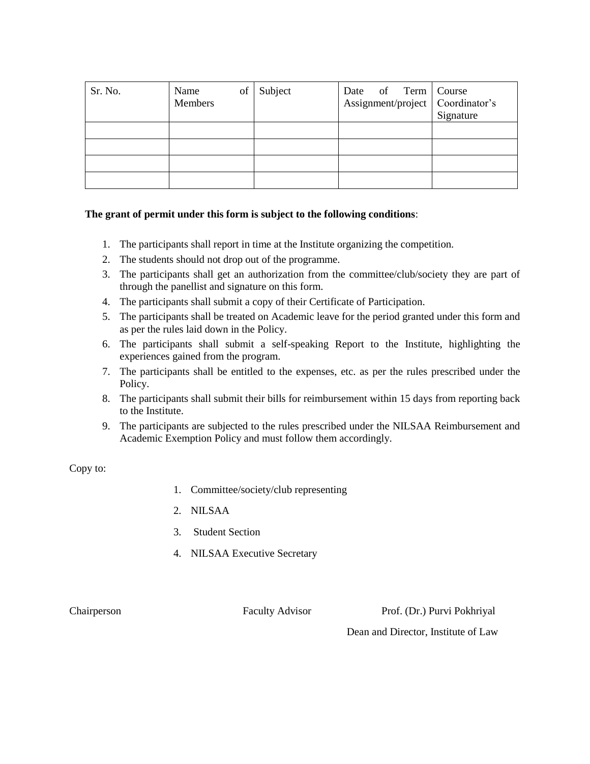| Sr. No. | Name of Members | Subject | Date of Term Assignment/project | Course Coordinator's Signature |
|---|---|---|---|---|
| | | | | |
| | | | | |
| | | | | |
| | | | | |

**The grant of permit under this form is subject to the following conditions**:

1. The participants shall report in time at the Institute organizing the competition.
2. The students should not drop out of the programme.
3. The participants shall get an authorization from the committee/club/society they are part of through the panellist and signature on this form.
4. The participants shall submit a copy of their Certificate of Participation.
5. The participants shall be treated on Academic leave for the period granted under this form and as per the rules laid down in the Policy.
6. The participants shall submit a self-speaking Report to the Institute, highlighting the experiences gained from the program.
7. The participants shall be entitled to the expenses, etc. as per the rules prescribed under the Policy.
8. The participants shall submit their bills for reimbursement within 15 days from reporting back to the Institute.
9. The participants are subjected to the rules prescribed under the NILSAA Reimbursement and Academic Exemption Policy and must follow them accordingly.

Copy to:

1. Committee/society/club representing
2. NILSAA
3. Student Section
4. NILSAA Executive Secretary

Chairperson

Faculty Advisor

Prof. (Dr.) Purvi Pokhriyal

Dean and Director, Institute of Law